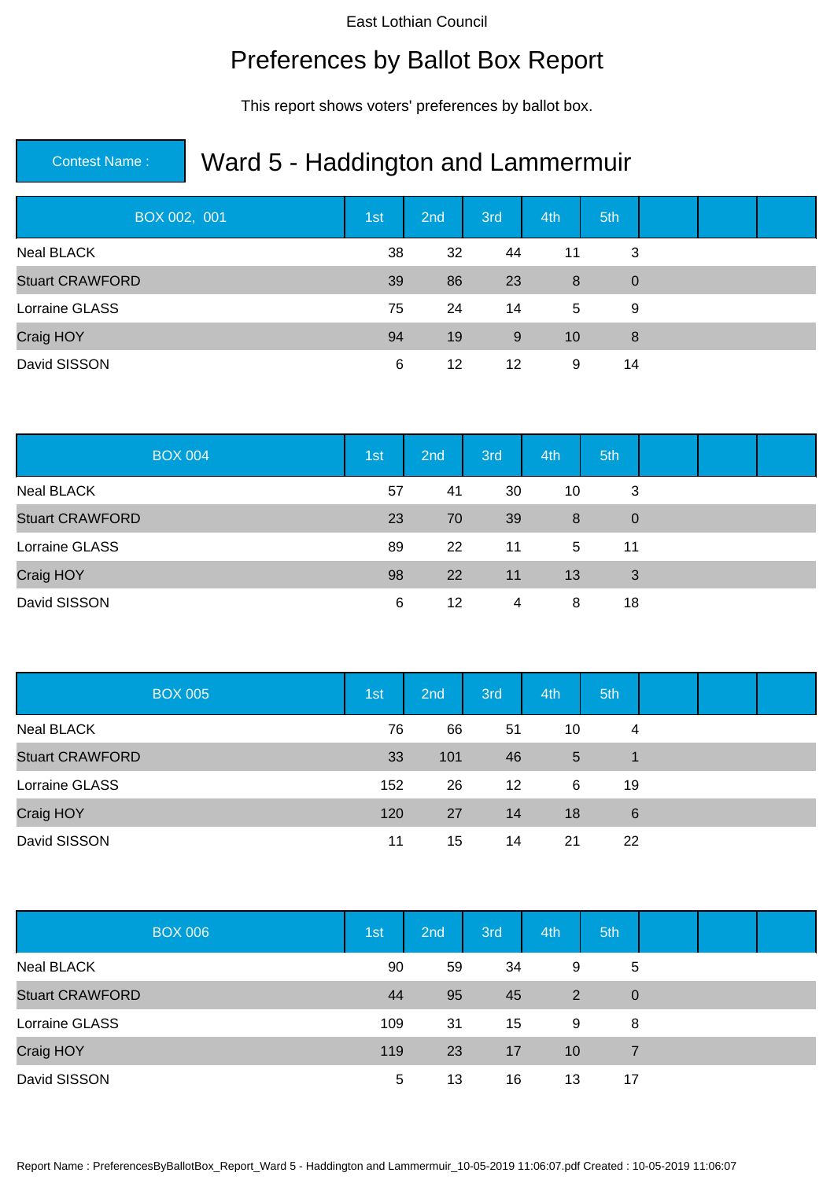East Lothian Council

# Preferences by Ballot Box Report

This report shows voters' preferences by ballot box.

**Contest Name :** Ward 5 - Haddington and Lammermuir

| BOX 002, 001 | 1st | 2nd | 3rd | 4th | 5th | | | |
|---|---|---|---|---|---|---|---|---|
| Neal BLACK | 38 | 32 | 44 | 11 | 3 | | | |
| Stuart CRAWFORD | 39 | 86 | 23 | 8 | 0 | | | |
| Lorraine GLASS | 75 | 24 | 14 | 5 | 9 | | | |
| Craig HOY | 94 | 19 | 9 | 10 | 8 | | | |
| David SISSON | 6 | 12 | 12 | 9 | 14 | | | |

| BOX 004 | 1st | 2nd | 3rd | 4th | 5th | | | |
|---|---|---|---|---|---|---|---|---|
| Neal BLACK | 57 | 41 | 30 | 10 | 3 | | | |
| Stuart CRAWFORD | 23 | 70 | 39 | 8 | 0 | | | |
| Lorraine GLASS | 89 | 22 | 11 | 5 | 11 | | | |
| Craig HOY | 98 | 22 | 11 | 13 | 3 | | | |
| David SISSON | 6 | 12 | 4 | 8 | 18 | | | |

| BOX 005 | 1st | 2nd | 3rd | 4th | 5th | | | |
|---|---|---|---|---|---|---|---|---|
| Neal BLACK | 76 | 66 | 51 | 10 | 4 | | | |
| Stuart CRAWFORD | 33 | 101 | 46 | 5 | 1 | | | |
| Lorraine GLASS | 152 | 26 | 12 | 6 | 19 | | | |
| Craig HOY | 120 | 27 | 14 | 18 | 6 | | | |
| David SISSON | 11 | 15 | 14 | 21 | 22 | | | |

| BOX 006 | 1st | 2nd | 3rd | 4th | 5th | | | |
|---|---|---|---|---|---|---|---|---|
| Neal BLACK | 90 | 59 | 34 | 9 | 5 | | | |
| Stuart CRAWFORD | 44 | 95 | 45 | 2 | 0 | | | |
| Lorraine GLASS | 109 | 31 | 15 | 9 | 8 | | | |
| Craig HOY | 119 | 23 | 17 | 10 | 7 | | | |
| David SISSON | 5 | 13 | 16 | 13 | 17 | | | |

Report Name : PreferencesByBallotBox_Report_Ward 5 - Haddington and Lammermuir_10-05-2019 11:06:07.pdf Created : 10-05-2019 11:06:07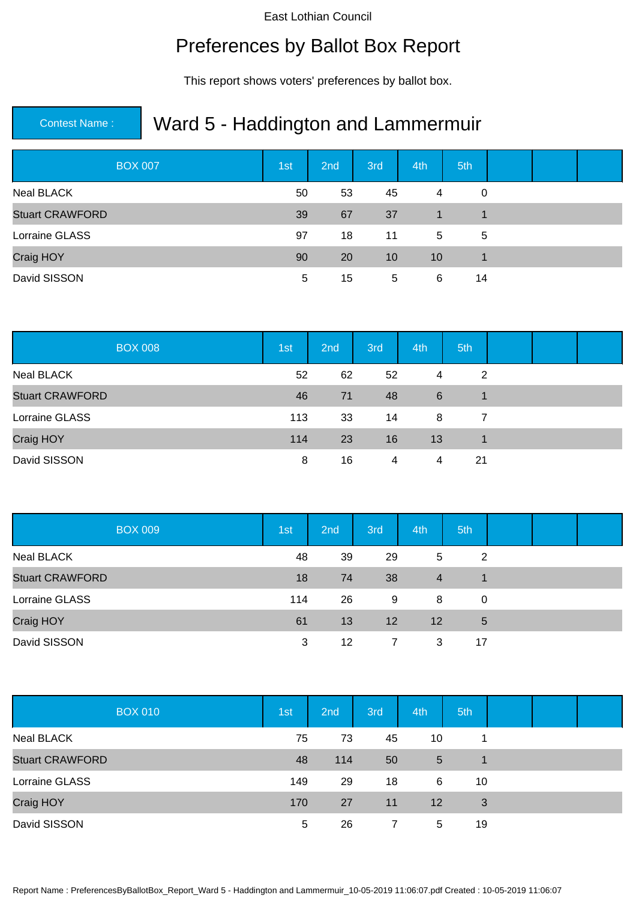East Lothian Council

# Preferences by Ballot Box Report

This report shows voters' preferences by ballot box.

**Contest Name :** Ward 5 - Haddington and Lammermuir

| BOX 007 | 1st | 2nd | 3rd | 4th | 5th | | | |
|---|---|---|---|---|---|---|---|---|
| Neal BLACK | 50 | 53 | 45 | 4 | 0 | | | |
| Stuart CRAWFORD | 39 | 67 | 37 | 1 | 1 | | | |
| Lorraine GLASS | 97 | 18 | 11 | 5 | 5 | | | |
| Craig HOY | 90 | 20 | 10 | 10 | 1 | | | |
| David SISSON | 5 | 15 | 5 | 6 | 14 | | | |

| BOX 008 | 1st | 2nd | 3rd | 4th | 5th | | | |
|---|---|---|---|---|---|---|---|---|
| Neal BLACK | 52 | 62 | 52 | 4 | 2 | | | |
| Stuart CRAWFORD | 46 | 71 | 48 | 6 | 1 | | | |
| Lorraine GLASS | 113 | 33 | 14 | 8 | 7 | | | |
| Craig HOY | 114 | 23 | 16 | 13 | 1 | | | |
| David SISSON | 8 | 16 | 4 | 4 | 21 | | | |

| BOX 009 | 1st | 2nd | 3rd | 4th | 5th | | | |
|---|---|---|---|---|---|---|---|---|
| Neal BLACK | 48 | 39 | 29 | 5 | 2 | | | |
| Stuart CRAWFORD | 18 | 74 | 38 | 4 | 1 | | | |
| Lorraine GLASS | 114 | 26 | 9 | 8 | 0 | | | |
| Craig HOY | 61 | 13 | 12 | 12 | 5 | | | |
| David SISSON | 3 | 12 | 7 | 3 | 17 | | | |

| BOX 010 | 1st | 2nd | 3rd | 4th | 5th | | | |
|---|---|---|---|---|---|---|---|---|
| Neal BLACK | 75 | 73 | 45 | 10 | 1 | | | |
| Stuart CRAWFORD | 48 | 114 | 50 | 5 | 1 | | | |
| Lorraine GLASS | 149 | 29 | 18 | 6 | 10 | | | |
| Craig HOY | 170 | 27 | 11 | 12 | 3 | | | |
| David SISSON | 5 | 26 | 7 | 5 | 19 | | | |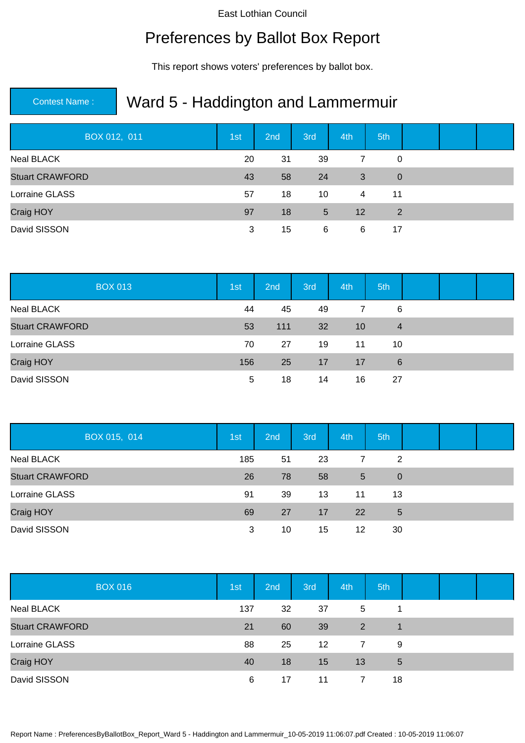East Lothian Council

# Preferences by Ballot Box Report

This report shows voters' preferences by ballot box.

**Contest Name :** Ward 5 - Haddington and Lammermuir

| BOX 012, 011 | 1st | 2nd | 3rd | 4th | 5th | | | |
|---|---|---|---|---|---|---|---|---|
| Neal BLACK | 20 | 31 | 39 | 7 | 0 | | | |
| Stuart CRAWFORD | 43 | 58 | 24 | 3 | 0 | | | |
| Lorraine GLASS | 57 | 18 | 10 | 4 | 11 | | | |
| Craig HOY | 97 | 18 | 5 | 12 | 2 | | | |
| David SISSON | 3 | 15 | 6 | 6 | 17 | | | |

| BOX 013 | 1st | 2nd | 3rd | 4th | 5th | | | |
|---|---|---|---|---|---|---|---|---|
| Neal BLACK | 44 | 45 | 49 | 7 | 6 | | | |
| Stuart CRAWFORD | 53 | 111 | 32 | 10 | 4 | | | |
| Lorraine GLASS | 70 | 27 | 19 | 11 | 10 | | | |
| Craig HOY | 156 | 25 | 17 | 17 | 6 | | | |
| David SISSON | 5 | 18 | 14 | 16 | 27 | | | |

| BOX 015, 014 | 1st | 2nd | 3rd | 4th | 5th | | | |
|---|---|---|---|---|---|---|---|---|
| Neal BLACK | 185 | 51 | 23 | 7 | 2 | | | |
| Stuart CRAWFORD | 26 | 78 | 58 | 5 | 0 | | | |
| Lorraine GLASS | 91 | 39 | 13 | 11 | 13 | | | |
| Craig HOY | 69 | 27 | 17 | 22 | 5 | | | |
| David SISSON | 3 | 10 | 15 | 12 | 30 | | | |

| BOX 016 | 1st | 2nd | 3rd | 4th | 5th | | | |
|---|---|---|---|---|---|---|---|---|
| Neal BLACK | 137 | 32 | 37 | 5 | 1 | | | |
| Stuart CRAWFORD | 21 | 60 | 39 | 2 | 1 | | | |
| Lorraine GLASS | 88 | 25 | 12 | 7 | 9 | | | |
| Craig HOY | 40 | 18 | 15 | 13 | 5 | | | |
| David SISSON | 6 | 17 | 11 | 7 | 18 | | | |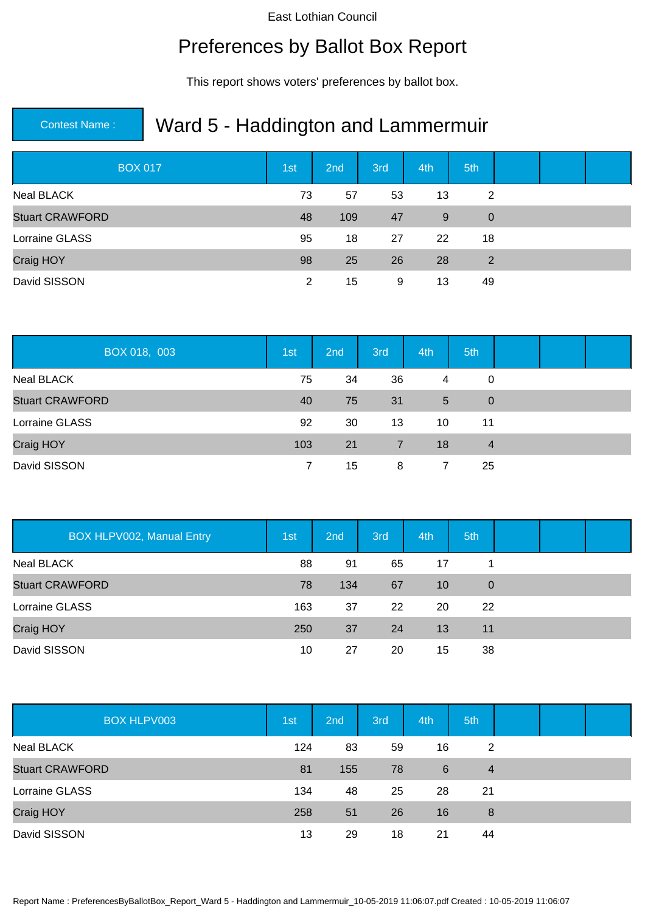East Lothian Council

# Preferences by Ballot Box Report

This report shows voters' preferences by ballot box.

**Contest Name :** Ward 5 - Haddington and Lammermuir

| BOX 017 | 1st | 2nd | 3rd | 4th | 5th | | | |
|---|---|---|---|---|---|---|---|---|
| Neal BLACK | 73 | 57 | 53 | 13 | 2 | | | |
| Stuart CRAWFORD | 48 | 109 | 47 | 9 | 0 | | | |
| Lorraine GLASS | 95 | 18 | 27 | 22 | 18 | | | |
| Craig HOY | 98 | 25 | 26 | 28 | 2 | | | |
| David SISSON | 2 | 15 | 9 | 13 | 49 | | | |

| BOX 018, 003 | 1st | 2nd | 3rd | 4th | 5th | | | |
|---|---|---|---|---|---|---|---|---|
| Neal BLACK | 75 | 34 | 36 | 4 | 0 | | | |
| Stuart CRAWFORD | 40 | 75 | 31 | 5 | 0 | | | |
| Lorraine GLASS | 92 | 30 | 13 | 10 | 11 | | | |
| Craig HOY | 103 | 21 | 7 | 18 | 4 | | | |
| David SISSON | 7 | 15 | 8 | 7 | 25 | | | |

| BOX HLPV002, Manual Entry | 1st | 2nd | 3rd | 4th | 5th | | | |
|---|---|---|---|---|---|---|---|---|
| Neal BLACK | 88 | 91 | 65 | 17 | 1 | | | |
| Stuart CRAWFORD | 78 | 134 | 67 | 10 | 0 | | | |
| Lorraine GLASS | 163 | 37 | 22 | 20 | 22 | | | |
| Craig HOY | 250 | 37 | 24 | 13 | 11 | | | |
| David SISSON | 10 | 27 | 20 | 15 | 38 | | | |

| BOX HLPV003 | 1st | 2nd | 3rd | 4th | 5th | | | |
|---|---|---|---|---|---|---|---|---|
| Neal BLACK | 124 | 83 | 59 | 16 | 2 | | | |
| Stuart CRAWFORD | 81 | 155 | 78 | 6 | 4 | | | |
| Lorraine GLASS | 134 | 48 | 25 | 28 | 21 | | | |
| Craig HOY | 258 | 51 | 26 | 16 | 8 | | | |
| David SISSON | 13 | 29 | 18 | 21 | 44 | | | |

Report Name : PreferencesByBallotBox_Report_Ward 5 - Haddington and Lammermuir_10-05-2019 11:06:07.pdf Created : 10-05-2019 11:06:07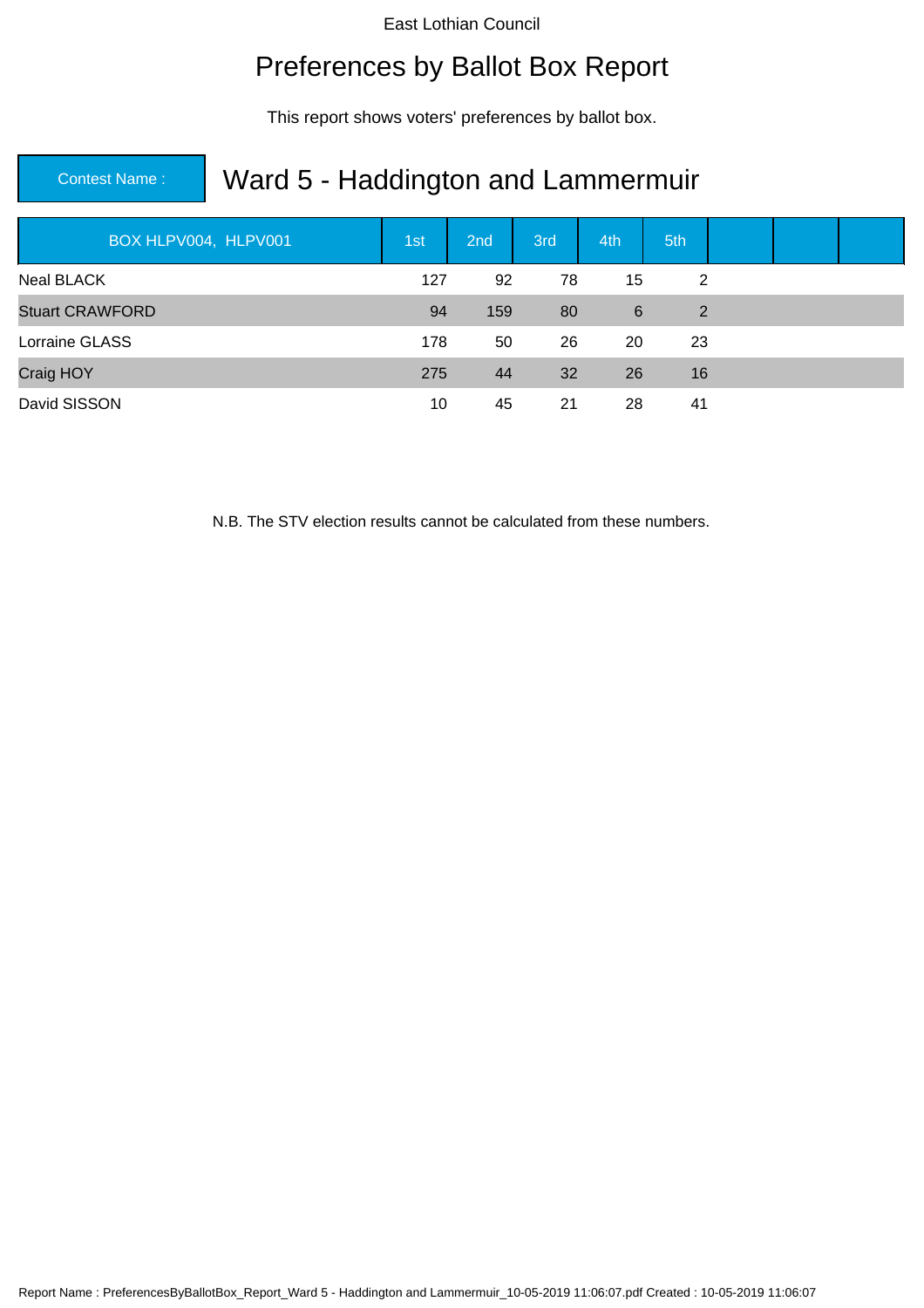East Lothian Council

# Preferences by Ballot Box Report

This report shows voters' preferences by ballot box.

Contest Name : **Ward 5 - Haddington and Lammermuir**

| BOX HLPV004, HLPV001 | 1st | 2nd | 3rd | 4th | 5th | | | |
|---|---|---|---|---|---|---|---|---|
| Neal BLACK | 127 | 92 | 78 | 15 | 2 | | | |
| Stuart CRAWFORD | 94 | 159 | 80 | 6 | 2 | | | |
| Lorraine GLASS | 178 | 50 | 26 | 20 | 23 | | | |
| Craig HOY | 275 | 44 | 32 | 26 | 16 | | | |
| David SISSON | 10 | 45 | 21 | 28 | 41 | | | |

N.B. The STV election results cannot be calculated from these numbers.

Report Name : PreferencesByBallotBox_Report_Ward 5 - Haddington and Lammermuir_10-05-2019 11:06:07.pdf Created : 10-05-2019 11:06:07